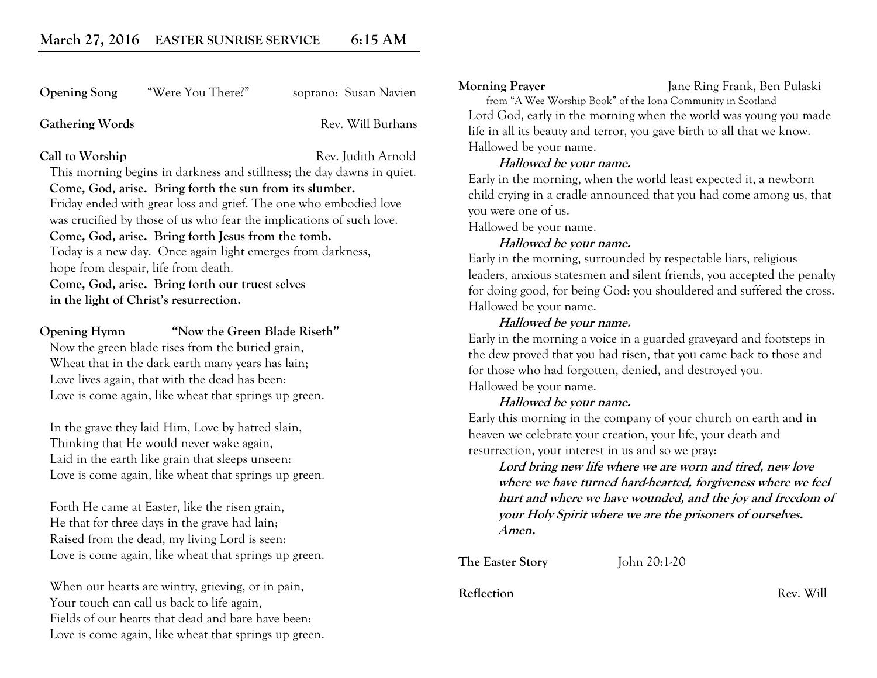## March 27, 2016 EASTER SUNRISE SERVICE 6:15 AM

**Opening Song** "Were You There?" soprano: Susan Navien

**Gathering Words** Rev. Will Burhans

**Call to Worship** Rev. Judith Arnold

This morning begins in darkness and stillness; the day dawns in quiet.
**Come, God, arise. Bring forth the sun from its slumber.**
Friday ended with great loss and grief. The one who embodied love was crucified by those of us who fear the implications of such love.
**Come, God, arise. Bring forth Jesus from the tomb.**
Today is a new day. Once again light emerges from darkness, hope from despair, life from death.
**Come, God, arise. Bring forth our truest selves in the light of Christ's resurrection.**

**Opening Hymn** **"Now the Green Blade Riseth"**

Now the green blade rises from the buried grain,
Wheat that in the dark earth many years has lain;
Love lives again, that with the dead has been:
Love is come again, like wheat that springs up green.

In the grave they laid Him, Love by hatred slain,
Thinking that He would never wake again,
Laid in the earth like grain that sleeps unseen:
Love is come again, like wheat that springs up green.

Forth He came at Easter, like the risen grain,
He that for three days in the grave had lain;
Raised from the dead, my living Lord is seen:
Love is come again, like wheat that springs up green.

When our hearts are wintry, grieving, or in pain,
Your touch can call us back to life again,
Fields of our hearts that dead and bare have been:
Love is come again, like wheat that springs up green.

**Morning Prayer** Jane Ring Frank, Ben Pulaski
from "A Wee Worship Book" of the Iona Community in Scotland

Lord God, early in the morning when the world was young you made life in all its beauty and terror, you gave birth to all that we know.
Hallowed be your name.
***Hallowed be your name.***
Early in the morning, when the world least expected it, a newborn child crying in a cradle announced that you had come among us, that you were one of us.
Hallowed be your name.
***Hallowed be your name.***
Early in the morning, surrounded by respectable liars, religious leaders, anxious statesmen and silent friends, you accepted the penalty for doing good, for being God: you shouldered and suffered the cross.
Hallowed be your name.
***Hallowed be your name.***
Early in the morning a voice in a guarded graveyard and footsteps in the dew proved that you had risen, that you came back to those and for those who had forgotten, denied, and destroyed you.
Hallowed be your name.
***Hallowed be your name.***
Early this morning in the company of your church on earth and in heaven we celebrate your creation, your life, your death and resurrection, your interest in us and so we pray:
***Lord bring new life where we are worn and tired, new love where we have turned hard-hearted, forgiveness where we feel hurt and where we have wounded, and the joy and freedom of your Holy Spirit where we are the prisoners of ourselves. Amen.***

**The Easter Story** John 20:1-20

**Reflection** Rev. Will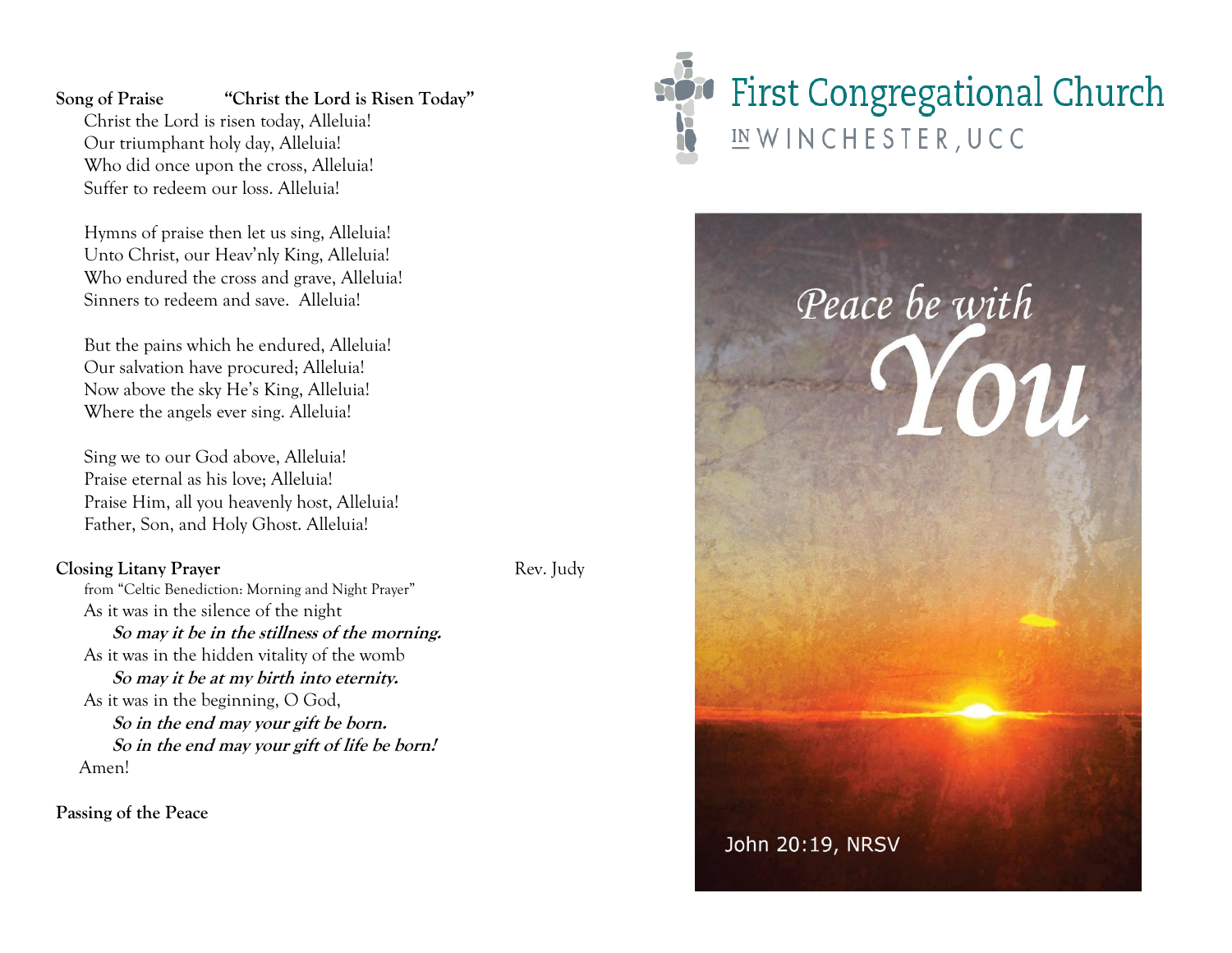**Song of Praise** **"Christ the Lord is Risen Today"**

Christ the Lord is risen today, Alleluia!
Our triumphant holy day, Alleluia!
Who did once upon the cross, Alleluia!
Suffer to redeem our loss. Alleluia!

Hymns of praise then let us sing, Alleluia!
Unto Christ, our Heav'nly King, Alleluia!
Who endured the cross and grave, Alleluia!
Sinners to redeem and save. Alleluia!

But the pains which he endured, Alleluia!
Our salvation have procured; Alleluia!
Now above the sky He's King, Alleluia!
Where the angels ever sing. Alleluia!

Sing we to our God above, Alleluia!
Praise eternal as his love; Alleluia!
Praise Him, all you heavenly host, Alleluia!
Father, Son, and Holy Ghost. Alleluia!

**Closing Litany Prayer** Rev. Judy

from "Celtic Benediction: Morning and Night Prayer"

As it was in the silence of the night
***So may it be in the stillness of the morning.***
As it was in the hidden vitality of the womb
***So may it be at my birth into eternity.***
As it was in the beginning, O God,
***So in the end may your gift be born.***
***So in the end may your gift of life be born!***
Amen!

**Passing of the Peace**

First Congregational Church
IN WINCHESTER, UCC

Peace be with You

John 20:19, NRSV